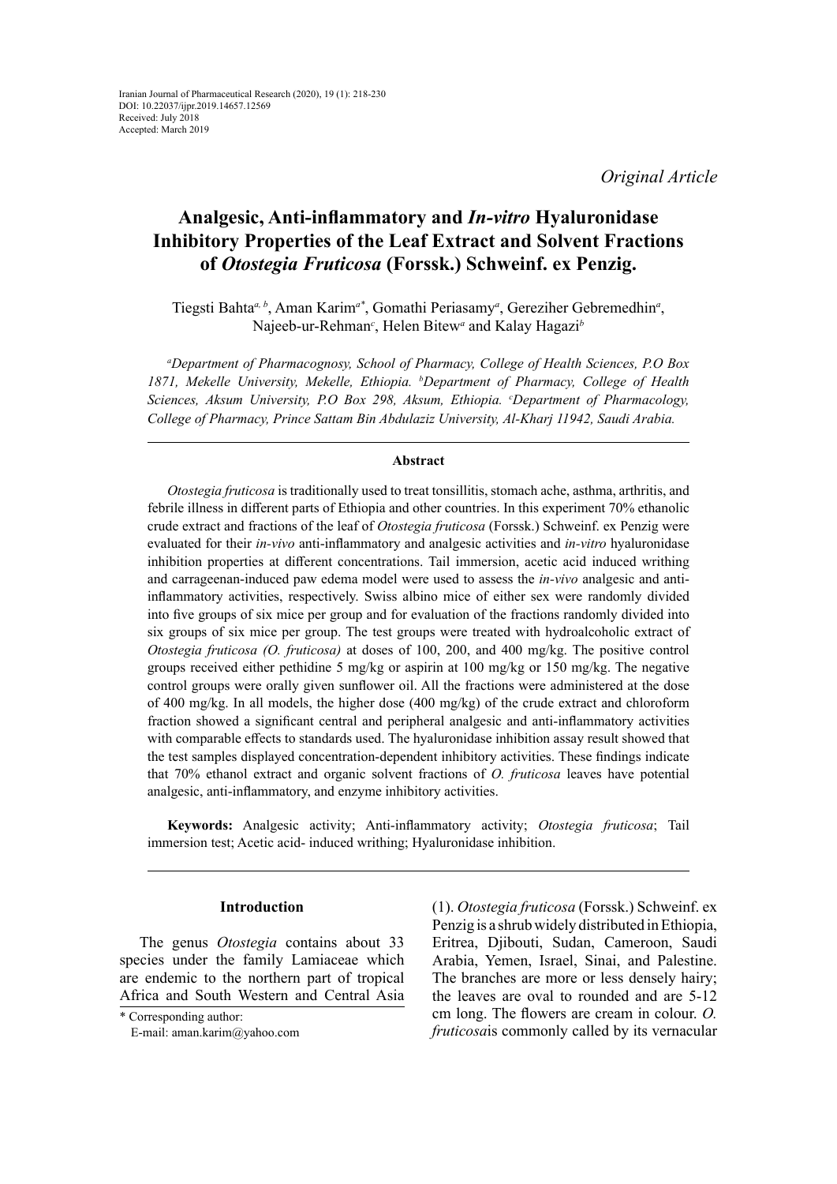Iranian Journal of Pharmaceutical Research (2020), 19 (1): 218-230
DOI: 10.22037/ijpr.2019.14657.12569
Received: July 2018
Accepted: March 2019

*Original Article*

# Analgesic, Anti-inflammatory and *In-vitro* Hyaluronidase Inhibitory Properties of the Leaf Extract and Solvent Fractions of *Otostegia Fruticosa* (Forssk.) Schweinf. ex Penzig.

Tiegsti Bahta[a, b], Aman Karim[a*], Gomathi Periasamy[a], Gereziher Gebremedhin[a], Najeeb-ur-Rehman[c], Helen Bitew[a] and Kalay Hagazi[b]

*[a]Department of Pharmacognosy, School of Pharmacy, College of Health Sciences, P.O Box 1871, Mekelle University, Mekelle, Ethiopia. [b]Department of Pharmacy, College of Health Sciences, Aksum University, P.O Box 298, Aksum, Ethiopia. [c]Department of Pharmacology, College of Pharmacy, Prince Sattam Bin Abdulaziz University, Al-Kharj 11942, Saudi Arabia.*

## Abstract

*Otostegia fruticosa* is traditionally used to treat tonsillitis, stomach ache, asthma, arthritis, and febrile illness in different parts of Ethiopia and other countries. In this experiment 70% ethanolic crude extract and fractions of the leaf of *Otostegia fruticosa* (Forssk.) Schweinf. ex Penzig were evaluated for their *in-vivo* anti-inflammatory and analgesic activities and *in-vitro* hyaluronidase inhibition properties at different concentrations. Tail immersion, acetic acid induced writhing and carrageenan-induced paw edema model were used to assess the *in-vivo* analgesic and anti-inflammatory activities, respectively. Swiss albino mice of either sex were randomly divided into five groups of six mice per group and for evaluation of the fractions randomly divided into six groups of six mice per group. The test groups were treated with hydroalcoholic extract of *Otostegia fruticosa (O. fruticosa)* at doses of 100, 200, and 400 mg/kg. The positive control groups received either pethidine 5 mg/kg or aspirin at 100 mg/kg or 150 mg/kg. The negative control groups were orally given sunflower oil. All the fractions were administered at the dose of 400 mg/kg. In all models, the higher dose (400 mg/kg) of the crude extract and chloroform fraction showed a significant central and peripheral analgesic and anti-inflammatory activities with comparable effects to standards used. The hyaluronidase inhibition assay result showed that the test samples displayed concentration-dependent inhibitory activities. These findings indicate that 70% ethanol extract and organic solvent fractions of *O. fruticosa* leaves have potential analgesic, anti-inflammatory, and enzyme inhibitory activities.

**Keywords:** Analgesic activity; Anti-inflammatory activity; *Otostegia fruticosa*; Tail immersion test; Acetic acid- induced writhing; Hyaluronidase inhibition.

## Introduction

The genus *Otostegia* contains about 33 species under the family Lamiaceae which are endemic to the northern part of tropical Africa and South Western and Central Asia (1). *Otostegia fruticosa* (Forssk.) Schweinf. ex Penzig is a shrub widely distributed in Ethiopia, Eritrea, Djibouti, Sudan, Cameroon, Saudi Arabia, Yemen, Israel, Sinai, and Palestine. The branches are more or less densely hairy; the leaves are oval to rounded and are 5-12 cm long. The flowers are cream in colour. *O. fruticosa*is commonly called by its vernacular

\* Corresponding author:
E-mail: aman.karim@yahoo.com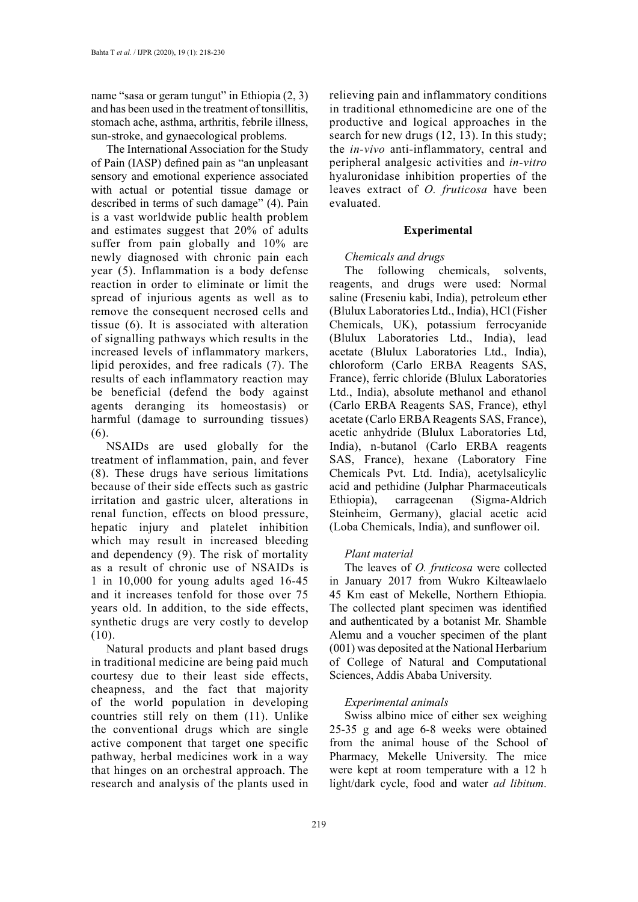name "sasa or geram tungut" in Ethiopia (2, 3) and has been used in the treatment of tonsillitis, stomach ache, asthma, arthritis, febrile illness, sun-stroke, and gynaecological problems.

The International Association for the Study of Pain (IASP) defined pain as "an unpleasant sensory and emotional experience associated with actual or potential tissue damage or described in terms of such damage" (4). Pain is a vast worldwide public health problem and estimates suggest that 20% of adults suffer from pain globally and 10% are newly diagnosed with chronic pain each year (5). Inflammation is a body defense reaction in order to eliminate or limit the spread of injurious agents as well as to remove the consequent necrosed cells and tissue (6). It is associated with alteration of signalling pathways which results in the increased levels of inflammatory markers, lipid peroxides, and free radicals (7). The results of each inflammatory reaction may be beneficial (defend the body against agents deranging its homeostasis) or harmful (damage to surrounding tissues) (6).

NSAIDs are used globally for the treatment of inflammation, pain, and fever (8). These drugs have serious limitations because of their side effects such as gastric irritation and gastric ulcer, alterations in renal function, effects on blood pressure, hepatic injury and platelet inhibition which may result in increased bleeding and dependency (9). The risk of mortality as a result of chronic use of NSAIDs is 1 in 10,000 for young adults aged 16-45 and it increases tenfold for those over 75 years old. In addition, to the side effects, synthetic drugs are very costly to develop (10).

Natural products and plant based drugs in traditional medicine are being paid much courtesy due to their least side effects, cheapness, and the fact that majority of the world population in developing countries still rely on them (11). Unlike the conventional drugs which are single active component that target one specific pathway, herbal medicines work in a way that hinges on an orchestral approach. The research and analysis of the plants used in relieving pain and inflammatory conditions in traditional ethnomedicine are one of the productive and logical approaches in the search for new drugs (12, 13). In this study; the *in-vivo* anti-inflammatory, central and peripheral analgesic activities and *in-vitro* hyaluronidase inhibition properties of the leaves extract of *O. fruticosa* have been evaluated.

## Experimental

### *Chemicals and drugs*

The following chemicals, solvents, reagents, and drugs were used: Normal saline (Freseniu kabi, India), petroleum ether (Blulux Laboratories Ltd., India), HCl (Fisher Chemicals, UK), potassium ferrocyanide (Blulux Laboratories Ltd., India), lead acetate (Blulux Laboratories Ltd., India), chloroform (Carlo ERBA Reagents SAS, France), ferric chloride (Blulux Laboratories Ltd., India), absolute methanol and ethanol (Carlo ERBA Reagents SAS, France), ethyl acetate (Carlo ERBA Reagents SAS, France), acetic anhydride (Blulux Laboratories Ltd, India), n-butanol (Carlo ERBA reagents SAS, France), hexane (Laboratory Fine Chemicals Pvt. Ltd. India), acetylsalicylic acid and pethidine (Julphar Pharmaceuticals Ethiopia), carrageenan (Sigma-Aldrich Steinheim, Germany), glacial acetic acid (Loba Chemicals, India), and sunflower oil.

### *Plant material*

The leaves of *O. fruticosa* were collected in January 2017 from Wukro Kilteawlaelo 45 Km east of Mekelle, Northern Ethiopia. The collected plant specimen was identified and authenticated by a botanist Mr. Shamble Alemu and a voucher specimen of the plant (001) was deposited at the National Herbarium of College of Natural and Computational Sciences, Addis Ababa University.

### *Experimental animals*

Swiss albino mice of either sex weighing 25-35 g and age 6-8 weeks were obtained from the animal house of the School of Pharmacy, Mekelle University. The mice were kept at room temperature with a 12 h light/dark cycle, food and water *ad libitum*.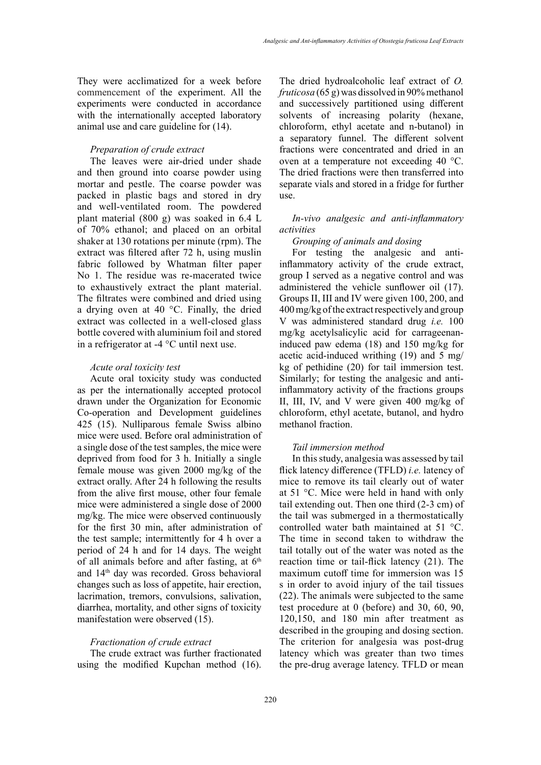They were acclimatized for a week before commencement of the experiment. All the experiments were conducted in accordance with the internationally accepted laboratory animal use and care guideline for (14).

*Preparation of crude extract*

The leaves were air-dried under shade and then ground into coarse powder using mortar and pestle. The coarse powder was packed in plastic bags and stored in dry and well-ventilated room. The powdered plant material (800 g) was soaked in 6.4 L of 70% ethanol; and placed on an orbital shaker at 130 rotations per minute (rpm). The extract was filtered after 72 h, using muslin fabric followed by Whatman filter paper No 1. The residue was re-macerated twice to exhaustively extract the plant material. The filtrates were combined and dried using a drying oven at 40 °C. Finally, the dried extract was collected in a well-closed glass bottle covered with aluminium foil and stored in a refrigerator at -4 °C until next use.

*Acute oral toxicity test*

Acute oral toxicity study was conducted as per the internationally accepted protocol drawn under the Organization for Economic Co-operation and Development guidelines 425 (15). Nulliparous female Swiss albino mice were used. Before oral administration of a single dose of the test samples, the mice were deprived from food for 3 h. Initially a single female mouse was given 2000 mg/kg of the extract orally. After 24 h following the results from the alive first mouse, other four female mice were administered a single dose of 2000 mg/kg. The mice were observed continuously for the first 30 min, after administration of the test sample; intermittently for 4 h over a period of 24 h and for 14 days. The weight of all animals before and after fasting, at 6$^{th}$ and 14$^{th}$ day was recorded. Gross behavioral changes such as loss of appetite, hair erection, lacrimation, tremors, convulsions, salivation, diarrhea, mortality, and other signs of toxicity manifestation were observed (15).

*Fractionation of crude extract*

The crude extract was further fractionated using the modified Kupchan method (16). The dried hydroalcoholic leaf extract of *O. fruticosa* (65 g) was dissolved in 90% methanol and successively partitioned using different solvents of increasing polarity (hexane, chloroform, ethyl acetate and n-butanol) in a separatory funnel. The different solvent fractions were concentrated and dried in an oven at a temperature not exceeding 40 °C. The dried fractions were then transferred into separate vials and stored in a fridge for further use.

*In-vivo analgesic and anti-inflammatory activities*

*Grouping of animals and dosing*

For testing the analgesic and anti-inflammatory activity of the crude extract, group I served as a negative control and was administered the vehicle sunflower oil (17). Groups II, III and IV were given 100, 200, and 400 mg/kg of the extract respectively and group V was administered standard drug *i.e.* 100 mg/kg acetylsalicylic acid for carrageenan-induced paw edema (18) and 150 mg/kg for acetic acid-induced writhing (19) and 5 mg/kg of pethidine (20) for tail immersion test. Similarly; for testing the analgesic and anti-inflammatory activity of the fractions groups II, III, IV, and V were given 400 mg/kg of chloroform, ethyl acetate, butanol, and hydro methanol fraction.

*Tail immersion method*

In this study, analgesia was assessed by tail flick latency difference (TFLD) *i.e.* latency of mice to remove its tail clearly out of water at 51 °C. Mice were held in hand with only tail extending out. Then one third (2-3 cm) of the tail was submerged in a thermostatically controlled water bath maintained at 51 °C. The time in second taken to withdraw the tail totally out of the water was noted as the reaction time or tail-flick latency (21). The maximum cutoff time for immersion was 15 s in order to avoid injury of the tail tissues (22). The animals were subjected to the same test procedure at 0 (before) and 30, 60, 90, 120,150, and 180 min after treatment as described in the grouping and dosing section. The criterion for analgesia was post-drug latency which was greater than two times the pre-drug average latency. TFLD or mean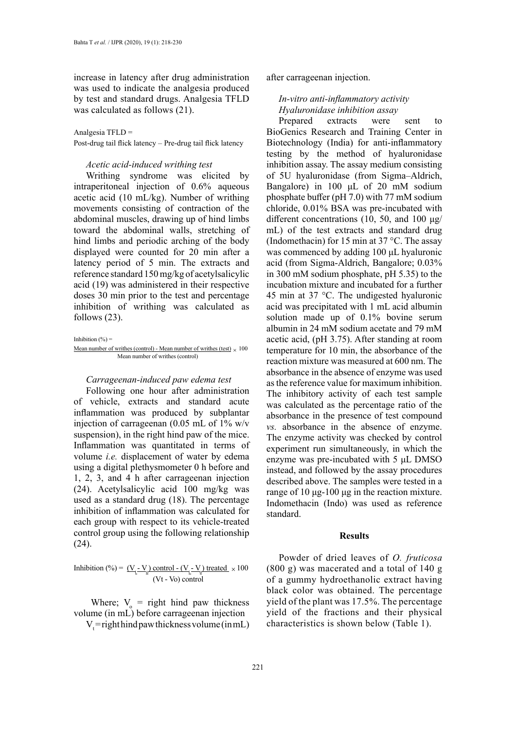increase in latency after drug administration was used to indicate the analgesia produced by test and standard drugs. Analgesia TFLD was calculated as follows (21).

Analgesia TFLD =
Post-drug tail flick latency – Pre-drug tail flick latency

*Acetic acid-induced writhing test*

Writhing syndrome was elicited by intraperitoneal injection of 0.6% aqueous acetic acid (10 mL/kg). Number of writhing movements consisting of contraction of the abdominal muscles, drawing up of hind limbs toward the abdominal walls, stretching of hind limbs and periodic arching of the body displayed were counted for 20 min after a latency period of 5 min. The extracts and reference standard 150 mg/kg of acetylsalicylic acid (19) was administered in their respective doses 30 min prior to the test and percentage inhibition of writhing was calculated as follows (23).

$$\text{Inhibition (\%)} = \frac{\text{Mean number of writhes (control) - Mean number of writhes (test)}}{\text{Mean number of writhes (control)}} \times 100$$

*Carrageenan-induced paw edema test*

Following one hour after administration of vehicle, extracts and standard acute inflammation was produced by subplantar injection of carrageenan (0.05 mL of 1% w/v suspension), in the right hind paw of the mice. Inflammation was quantitated in terms of volume *i.e.* displacement of water by edema using a digital plethysmometer 0 h before and 1, 2, 3, and 4 h after carrageenan injection (24). Acetylsalicylic acid 100 mg/kg was used as a standard drug (18). The percentage inhibition of inflammation was calculated for each group with respect to its vehicle-treated control group using the following relationship (24).

$$\text{Inhibition (\%)} = \frac{(V_t - V_o)\text{ control} - (V_t - V_o)\text{ treated}}{(V_t - V_o)\text{ control}} \times 100$$

Where; $V_o$ = right hind paw thickness volume (in mL) before carrageenan injection

$V_t$ = right hind paw thickness volume (in mL) after carrageenan injection.

*In-vitro anti-inflammatory activity*

*Hyaluronidase inhibition assay*

Prepared extracts were sent to BioGenics Research and Training Center in Biotechnology (India) for anti-inflammatory testing by the method of hyaluronidase inhibition assay. The assay medium consisting of 5U hyaluronidase (from Sigma–Aldrich, Bangalore) in 100 µL of 20 mM sodium phosphate buffer (pH 7.0) with 77 mM sodium chloride, 0.01% BSA was pre-incubated with different concentrations (10, 50, and 100 µg/mL) of the test extracts and standard drug (Indomethacin) for 15 min at 37 °C. The assay was commenced by adding 100 µL hyaluronic acid (from Sigma-Aldrich, Bangalore; 0.03% in 300 mM sodium phosphate, pH 5.35) to the incubation mixture and incubated for a further 45 min at 37 °C. The undigested hyaluronic acid was precipitated with 1 mL acid albumin solution made up of 0.1% bovine serum albumin in 24 mM sodium acetate and 79 mM acetic acid, (pH 3.75). After standing at room temperature for 10 min, the absorbance of the reaction mixture was measured at 600 nm. The absorbance in the absence of enzyme was used as the reference value for maximum inhibition. The inhibitory activity of each test sample was calculated as the percentage ratio of the absorbance in the presence of test compound *vs.* absorbance in the absence of enzyme. The enzyme activity was checked by control experiment run simultaneously, in which the enzyme was pre-incubated with 5 µL DMSO instead, and followed by the assay procedures described above. The samples were tested in a range of 10 µg-100 µg in the reaction mixture. Indomethacin (Indo) was used as reference standard.

## Results

Powder of dried leaves of *O. fruticosa* (800 g) was macerated and a total of 140 g of a gummy hydroethanolic extract having black color was obtained. The percentage yield of the plant was 17.5%. The percentage yield of the fractions and their physical characteristics is shown below (Table 1).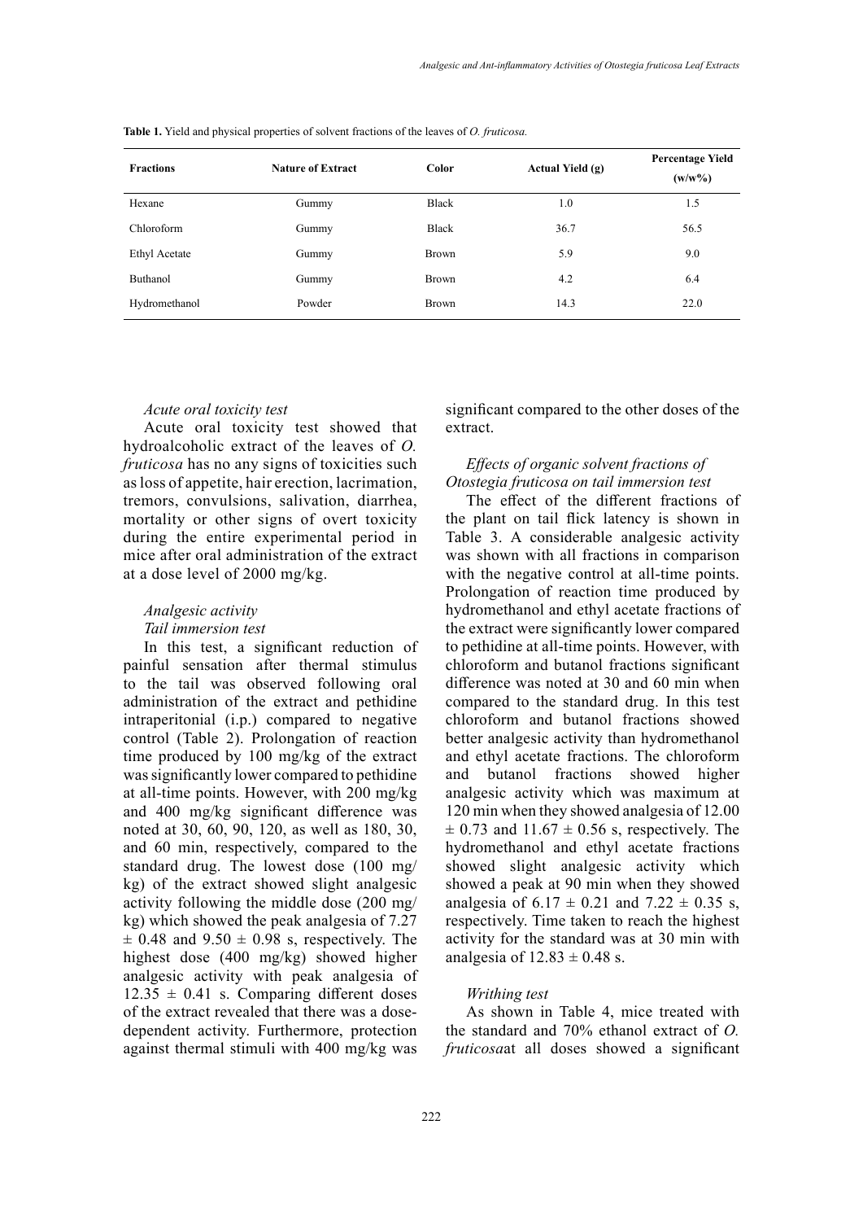**Table 1.** Yield and physical properties of solvent fractions of the leaves of *O. fruticosa.*

| Fractions | Nature of Extract | Color | Actual Yield (g) | Percentage Yield (w/w%) |
|---|---|---|---|---|
| Hexane | Gummy | Black | 1.0 | 1.5 |
| Chloroform | Gummy | Black | 36.7 | 56.5 |
| Ethyl Acetate | Gummy | Brown | 5.9 | 9.0 |
| Buthanol | Gummy | Brown | 4.2 | 6.4 |
| Hydromethanol | Powder | Brown | 14.3 | 22.0 |

*Acute oral toxicity test*

Acute oral toxicity test showed that hydroalcoholic extract of the leaves of *O. fruticosa* has no any signs of toxicities such as loss of appetite, hair erection, lacrimation, tremors, convulsions, salivation, diarrhea, mortality or other signs of overt toxicity during the entire experimental period in mice after oral administration of the extract at a dose level of 2000 mg/kg.

*Analgesic activity*

*Tail immersion test*

In this test, a significant reduction of painful sensation after thermal stimulus to the tail was observed following oral administration of the extract and pethidine intraperitonial (i.p.) compared to negative control (Table 2). Prolongation of reaction time produced by 100 mg/kg of the extract was significantly lower compared to pethidine at all-time points. However, with 200 mg/kg and 400 mg/kg significant difference was noted at 30, 60, 90, 120, as well as 180, 30, and 60 min, respectively, compared to the standard drug. The lowest dose (100 mg/kg) of the extract showed slight analgesic activity following the middle dose (200 mg/kg) which showed the peak analgesia of 7.27 ± 0.48 and 9.50 ± 0.98 s, respectively. The highest dose (400 mg/kg) showed higher analgesic activity with peak analgesia of 12.35 ± 0.41 s. Comparing different doses of the extract revealed that there was a dose-dependent activity. Furthermore, protection against thermal stimuli with 400 mg/kg was significant compared to the other doses of the extract.

*Effects of organic solvent fractions of Otostegia fruticosa on tail immersion test*

The effect of the different fractions of the plant on tail flick latency is shown in Table 3. A considerable analgesic activity was shown with all fractions in comparison with the negative control at all-time points. Prolongation of reaction time produced by hydromethanol and ethyl acetate fractions of the extract were significantly lower compared to pethidine at all-time points. However, with chloroform and butanol fractions significant difference was noted at 30 and 60 min when compared to the standard drug. In this test chloroform and butanol fractions showed better analgesic activity than hydromethanol and ethyl acetate fractions. The chloroform and butanol fractions showed higher analgesic activity which was maximum at 120 min when they showed analgesia of 12.00 ± 0.73 and 11.67 ± 0.56 s, respectively. The hydromethanol and ethyl acetate fractions showed slight analgesic activity which showed a peak at 90 min when they showed analgesia of 6.17 ± 0.21 and 7.22 ± 0.35 s, respectively. Time taken to reach the highest activity for the standard was at 30 min with analgesia of 12.83 ± 0.48 s.

*Writhing test*

As shown in Table 4, mice treated with the standard and 70% ethanol extract of *O. fruticosa*at all doses showed a significant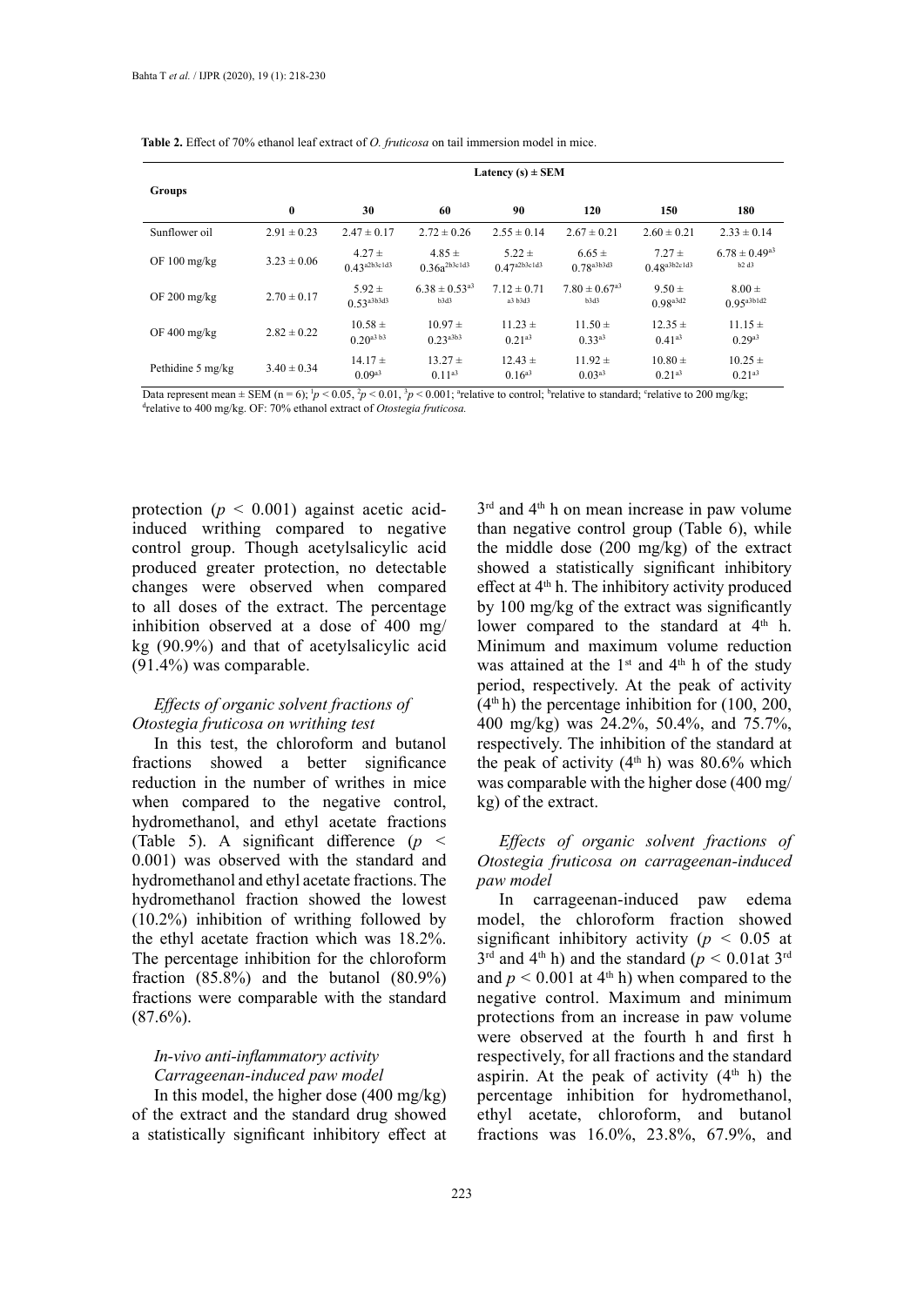**Table 2.** Effect of 70% ethanol leaf extract of *O. fruticosa* on tail immersion model in mice.

| Groups | Latency (s) ± SEM | | | | | | |
|---|---|---|---|---|---|---|---|
| | 0 | 30 | 60 | 90 | 120 | 150 | 180 |
| Sunflower oil | 2.91 ± 0.23 | 2.47 ± 0.17 | 2.72 ± 0.26 | 2.55 ± 0.14 | 2.67 ± 0.21 | 2.60 ± 0.21 | 2.33 ± 0.14 |
| OF 100 mg/kg | 3.23 ± 0.06 | 4.27 ± 0.43[a2b3c1d3] | 4.85 ± 0.36a[2b3c1d3] | 5.22 ± 0.47[a2b3c1d3] | 6.65 ± 0.78[a3b3d3] | 7.27 ± 0.48[a3b2c1d3] | 6.78 ± 0.49[a3 b2 d3] |
| OF 200 mg/kg | 2.70 ± 0.17 | 5.92 ± 0.53[a3b3d3] | 6.38 ± 0.53[a3 b3d3] | 7.12 ± 0.71[a3 b3d3] | 7.80 ± 0.67[a3 b3d3] | 9.50 ± 0.98[a3d2] | 8.00 ± 0.95[a3b1d2] |
| OF 400 mg/kg | 2.82 ± 0.22 | 10.58 ± 0.20[a3 b3] | 10.97 ± 0.23[a3b3] | 11.23 ± 0.21[a3] | 11.50 ± 0.33[a3] | 12.35 ± 0.41[a3] | 11.15 ± 0.29[a3] |
| Pethidine 5 mg/kg | 3.40 ± 0.34 | 14.17 ± 0.09[a3] | 13.27 ± 0.11[a3] | 12.43 ± 0.16[a3] | 11.92 ± 0.03[a3] | 10.80 ± 0.21[a3] | 10.25 ± 0.21[a3] |

Data represent mean ± SEM (n = 6); [1]$p < 0.05$, [2]$p < 0.01$, [3]$p < 0.001$; [a]relative to control; [b]relative to standard; [c]relative to 200 mg/kg; [d]relative to 400 mg/kg. OF: 70% ethanol extract of *Otostegia fruticosa.*

protection ($p < 0.001$) against acetic acid-induced writhing compared to negative control group. Though acetylsalicylic acid produced greater protection, no detectable changes were observed when compared to all doses of the extract. The percentage inhibition observed at a dose of 400 mg/kg (90.9%) and that of acetylsalicylic acid (91.4%) was comparable.

### *Effects of organic solvent fractions of Otostegia fruticosa on writhing test*

In this test, the chloroform and butanol fractions showed a better significance reduction in the number of writhes in mice when compared to the negative control, hydromethanol, and ethyl acetate fractions (Table 5). A significant difference ($p < 0.001$) was observed with the standard and hydromethanol and ethyl acetate fractions. The hydromethanol fraction showed the lowest (10.2%) inhibition of writhing followed by the ethyl acetate fraction which was 18.2%. The percentage inhibition for the chloroform fraction (85.8%) and the butanol (80.9%) fractions were comparable with the standard (87.6%).

### *In-vivo anti-inflammatory activity*

### *Carrageenan-induced paw model*

In this model, the higher dose (400 mg/kg) of the extract and the standard drug showed a statistically significant inhibitory effect at 3rd and 4th h on mean increase in paw volume than negative control group (Table 6), while the middle dose (200 mg/kg) of the extract showed a statistically significant inhibitory effect at 4th h. The inhibitory activity produced by 100 mg/kg of the extract was significantly lower compared to the standard at 4th h. Minimum and maximum volume reduction was attained at the 1st and 4th h of the study period, respectively. At the peak of activity (4th h) the percentage inhibition for (100, 200, 400 mg/kg) was 24.2%, 50.4%, and 75.7%, respectively. The inhibition of the standard at the peak of activity (4th h) was 80.6% which was comparable with the higher dose (400 mg/kg) of the extract.

### *Effects of organic solvent fractions of Otostegia fruticosa on carrageenan-induced paw model*

In carrageenan-induced paw edema model, the chloroform fraction showed significant inhibitory activity ($p < 0.05$ at 3rd and 4th h) and the standard ($p < 0.01$at 3rd and $p < 0.001$ at 4th h) when compared to the negative control. Maximum and minimum protections from an increase in paw volume were observed at the fourth h and first h respectively, for all fractions and the standard aspirin. At the peak of activity (4th h) the percentage inhibition for hydromethanol, ethyl acetate, chloroform, and butanol fractions was 16.0%, 23.8%, 67.9%, and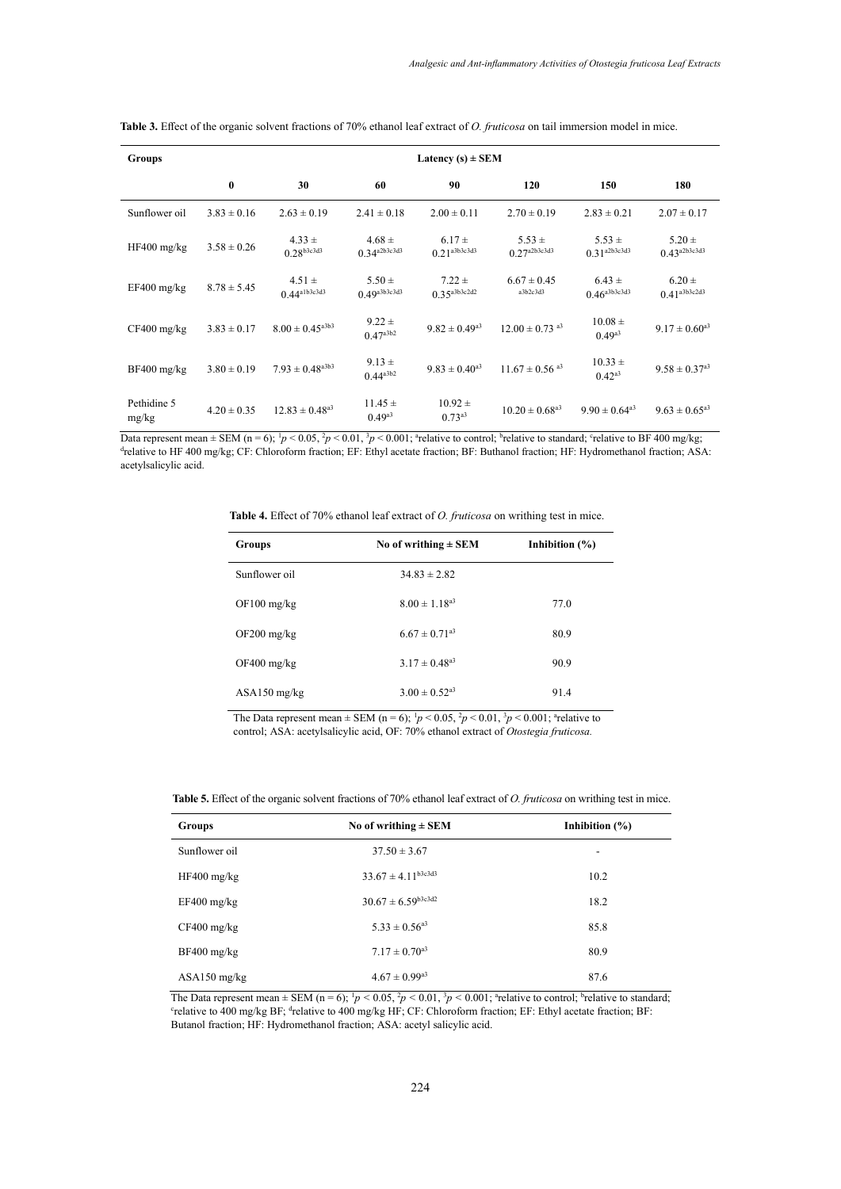**Table 3.** Effect of the organic solvent fractions of 70% ethanol leaf extract of *O. fruticosa* on tail immersion model in mice.

| Groups | Latency (s) ± SEM | | | | | | |
|---|---|---|---|---|---|---|---|
| | 0 | 30 | 60 | 90 | 120 | 150 | 180 |
| Sunflower oil | 3.83 ± 0.16 | 2.63 ± 0.19 | 2.41 ± 0.18 | 2.00 ± 0.11 | 2.70 ± 0.19 | 2.83 ± 0.21 | 2.07 ± 0.17 |
| HF400 mg/kg | 3.58 ± 0.26 | 4.33 ± 0.28[b3c3d3] | 4.68 ± 0.34[a2b3c3d3] | 6.17 ± 0.21[a3b3c3d3] | 5.53 ± 0.27[a2b3c3d3] | 5.53 ± 0.31[a2b3c3d3] | 5.20 ± 0.43[a2b3c3d3] |
| EF400 mg/kg | 8.78 ± 5.45 | 4.51 ± 0.44[a1b3c3d3] | 5.50 ± 0.49[a3b3c3d3] | 7.22 ± 0.35[a3b3c2d2] | 6.67 ± 0.45[a3b2c3d3] | 6.43 ± 0.46[a3b3c3d3] | 6.20 ± 0.41[a3b3c2d3] |
| CF400 mg/kg | 3.83 ± 0.17 | 8.00 ± 0.45[a3b3] | 9.22 ± 0.47[a3b2] | 9.82 ± 0.49[a3] | 12.00 ± 0.73[a3] | 10.08 ± 0.49[a3] | 9.17 ± 0.60[a3] |
| BF400 mg/kg | 3.80 ± 0.19 | 7.93 ± 0.48[a3b3] | 9.13 ± 0.44[a3b2] | 9.83 ± 0.40[a3] | 11.67 ± 0.56[a3] | 10.33 ± 0.42[a3] | 9.58 ± 0.37[a3] |
| Pethidine 5 mg/kg | 4.20 ± 0.35 | 12.83 ± 0.48[a3] | 11.45 ± 0.49[a3] | 10.92 ± 0.73[a3] | 10.20 ± 0.68[a3] | 9.90 ± 0.64[a3] | 9.63 ± 0.65[a3] |

Data represent mean ± SEM (n = 6); [1]$p < 0.05$, [2]$p < 0.01$, [3]$p < 0.001$; [a]relative to control; [b]relative to standard; [c]relative to BF 400 mg/kg; [d]relative to HF 400 mg/kg; CF: Chloroform fraction; EF: Ethyl acetate fraction; BF: Buthanol fraction; HF: Hydromethanol fraction; ASA: acetylsalicylic acid.

**Table 4.** Effect of 70% ethanol leaf extract of *O. fruticosa* on writhing test in mice.

| Groups | No of writhing ± SEM | Inhibition (%) |
|---|---|---|
| Sunflower oil | 34.83 ± 2.82 | |
| OF100 mg/kg | 8.00 ± 1.18[a3] | 77.0 |
| OF200 mg/kg | 6.67 ± 0.71[a3] | 80.9 |
| OF400 mg/kg | 3.17 ± 0.48[a3] | 90.9 |
| ASA150 mg/kg | 3.00 ± 0.52[a3] | 91.4 |

The Data represent mean ± SEM (n = 6); [1]$p < 0.05$, [2]$p < 0.01$, [3]$p < 0.001$; [a]relative to control; ASA: acetylsalicylic acid, OF: 70% ethanol extract of *Otostegia fruticosa.*

**Table 5.** Effect of the organic solvent fractions of 70% ethanol leaf extract of *O. fruticosa* on writhing test in mice.

| Groups | No of writhing ± SEM | Inhibition (%) |
|---|---|---|
| Sunflower oil | 37.50 ± 3.67 | - |
| HF400 mg/kg | 33.67 ± 4.11[b3c3d3] | 10.2 |
| EF400 mg/kg | 30.67 ± 6.59[b3c3d2] | 18.2 |
| CF400 mg/kg | 5.33 ± 0.56[a3] | 85.8 |
| BF400 mg/kg | 7.17 ± 0.70[a3] | 80.9 |
| ASA150 mg/kg | 4.67 ± 0.99[a3] | 87.6 |

The Data represent mean ± SEM (n = 6); [1]$p < 0.05$, [2]$p < 0.01$, [3]$p < 0.001$; [a]relative to control; [b]relative to standard; [c]relative to 400 mg/kg BF; [d]relative to 400 mg/kg HF; CF: Chloroform fraction; EF: Ethyl acetate fraction; BF: Butanol fraction; HF: Hydromethanol fraction; ASA: acetyl salicylic acid.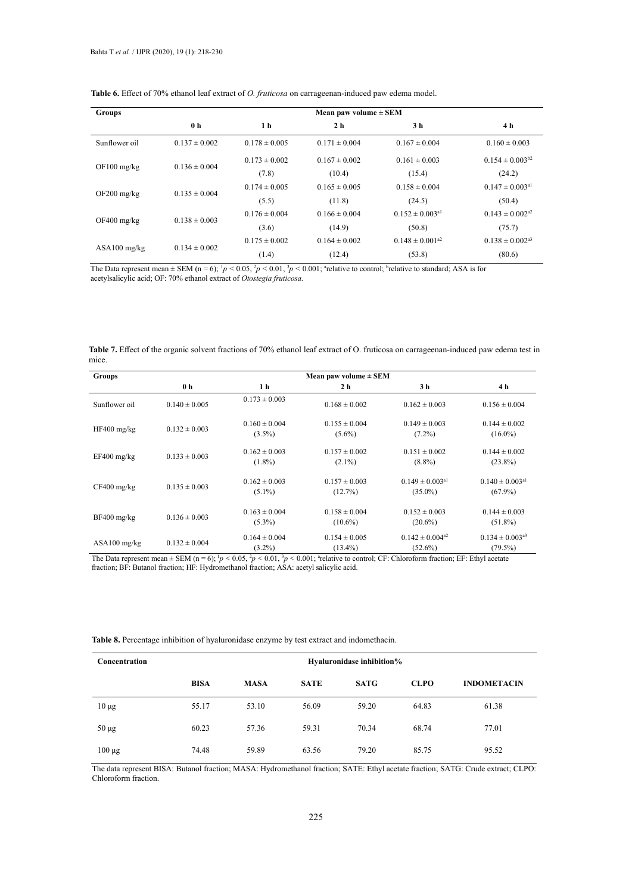**Table 6.** Effect of 70% ethanol leaf extract of *O. fruticosa* on carrageenan-induced paw edema model.

| Groups | Mean paw volume ± SEM | | | | |
|---|---|---|---|---|---|
| | 0 h | 1 h | 2 h | 3 h | 4 h |
| Sunflower oil | 0.137 ± 0.002 | 0.178 ± 0.005 | 0.171 ± 0.004 | 0.167 ± 0.004 | 0.160 ± 0.003 |
| OF100 mg/kg | 0.136 ± 0.004 | 0.173 ± 0.002 (7.8) | 0.167 ± 0.002 (10.4) | 0.161 ± 0.003 (15.4) | 0.154 ± 0.003[b2] (24.2) |
| OF200 mg/kg | 0.135 ± 0.004 | 0.174 ± 0.005 (5.5) | 0.165 ± 0.005 (11.8) | 0.158 ± 0.004 (24.5) | 0.147 ± 0.003[a1] (50.4) |
| OF400 mg/kg | 0.138 ± 0.003 | 0.176 ± 0.004 (3.6) | 0.166 ± 0.004 (14.9) | 0.152 ± 0.003[a1] (50.8) | 0.143 ± 0.002[a2] (75.7) |
| ASA100 mg/kg | 0.134 ± 0.002 | 0.175 ± 0.002 (1.4) | 0.164 ± 0.002 (12.4) | 0.148 ± 0.001[a2] (53.8) | 0.138 ± 0.002[a3] (80.6) |

The Data represent mean ± SEM (n = 6); [1]$p < 0.05$, [2]$p < 0.01$, [3]$p < 0.001$; [a]relative to control; [b]relative to standard; ASA is for acetylsalicylic acid; OF: 70% ethanol extract of *Otostegia fruticosa.*

**Table 7.** Effect of the organic solvent fractions of 70% ethanol leaf extract of O. fruticosa on carrageenan-induced paw edema test in mice.

| Groups | Mean paw volume ± SEM | | | | |
|---|---|---|---|---|---|
| | 0 h | 1 h | 2 h | 3 h | 4 h |
| Sunflower oil | 0.140 ± 0.005 | 0.173 ± 0.003 | 0.168 ± 0.002 | 0.162 ± 0.003 | 0.156 ± 0.004 |
| HF400 mg/kg | 0.132 ± 0.003 | 0.160 ± 0.004 (3.5%) | 0.155 ± 0.004 (5.6%) | 0.149 ± 0.003 (7.2%) | 0.144 ± 0.002 (16.0%) |
| EF400 mg/kg | 0.133 ± 0.003 | 0.162 ± 0.003 (1.8%) | 0.157 ± 0.002 (2.1%) | 0.151 ± 0.002 (8.8%) | 0.144 ± 0.002 (23.8%) |
| CF400 mg/kg | 0.135 ± 0.003 | 0.162 ± 0.003 (5.1%) | 0.157 ± 0.003 (12.7%) | 0.149 ± 0.003[a1] (35.0%) | 0.140 ± 0.003[a1] (67.9%) |
| BF400 mg/kg | 0.136 ± 0.003 | 0.163 ± 0.004 (5.3%) | 0.158 ± 0.004 (10.6%) | 0.152 ± 0.003 (20.6%) | 0.144 ± 0.003 (51.8%) |
| ASA100 mg/kg | 0.132 ± 0.004 | 0.164 ± 0.004 (3.2%) | 0.154 ± 0.005 (13.4%) | 0.142 ± 0.004[a2] (52.6%) | 0.134 ± 0.003[a3] (79.5%) |

The Data represent mean ± SEM (n = 6); [1]$p < 0.05$, [2]$p < 0.01$, [3]$p < 0.001$; [a]relative to control; CF: Chloroform fraction; EF: Ethyl acetate fraction; BF: Butanol fraction; HF: Hydromethanol fraction; ASA: acetyl salicylic acid.

**Table 8.** Percentage inhibition of hyaluronidase enzyme by test extract and indomethacin.

| Concentration | Hyaluronidase inhibition% | | | | |
|---|---|---|---|---|---|
| | BISA | MASA | SATE | SATG | CLPO | INDOMETACIN |
| 10 µg | 55.17 | 53.10 | 56.09 | 59.20 | 64.83 | 61.38 |
| 50 µg | 60.23 | 57.36 | 59.31 | 70.34 | 68.74 | 77.01 |
| 100 µg | 74.48 | 59.89 | 63.56 | 79.20 | 85.75 | 95.52 |

The data represent BISA: Butanol fraction; MASA: Hydromethanol fraction; SATE: Ethyl acetate fraction; SATG: Crude extract; CLPO: Chloroform fraction.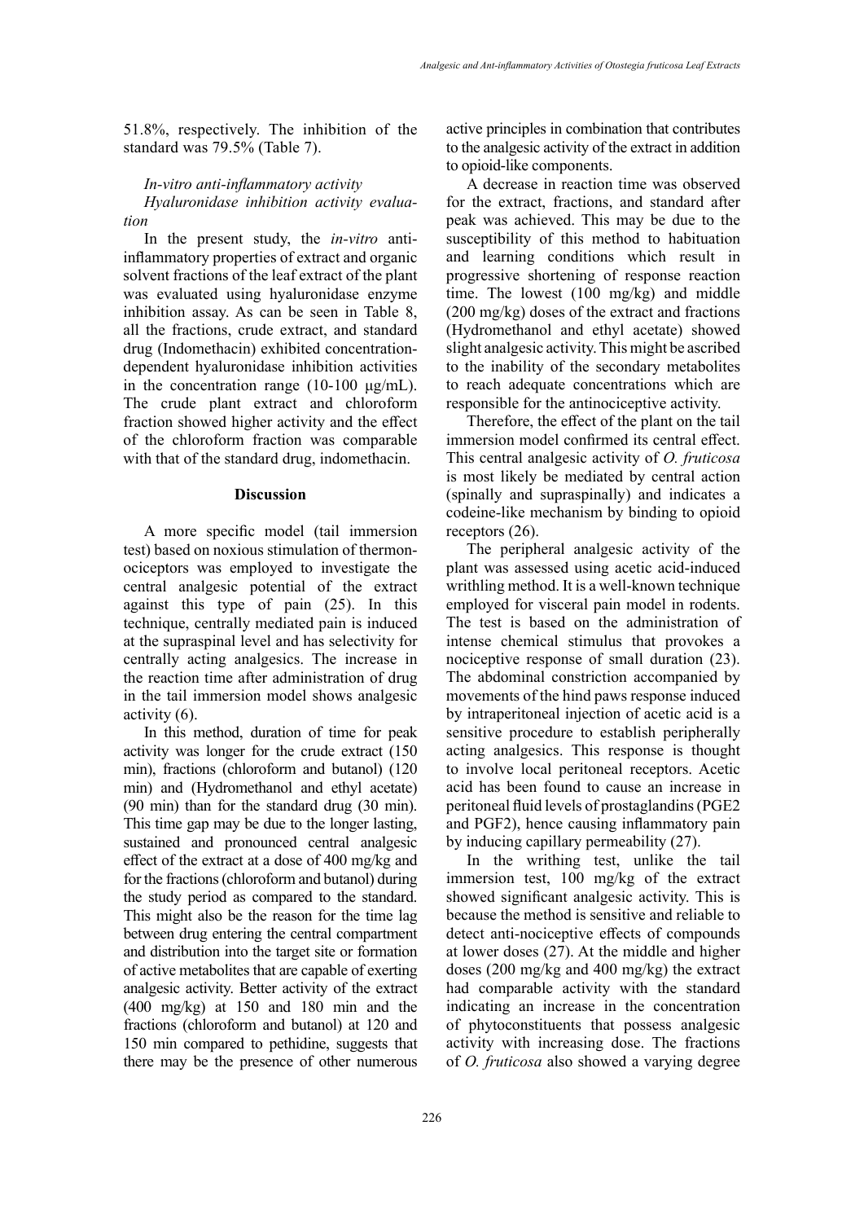51.8%, respectively. The inhibition of the standard was 79.5% (Table 7).

*In-vitro anti-inflammatory activity*

*Hyaluronidase inhibition activity evaluation*

In the present study, the *in-vitro* anti-inflammatory properties of extract and organic solvent fractions of the leaf extract of the plant was evaluated using hyaluronidase enzyme inhibition assay. As can be seen in Table 8, all the fractions, crude extract, and standard drug (Indomethacin) exhibited concentration-dependent hyaluronidase inhibition activities in the concentration range (10-100 µg/mL). The crude plant extract and chloroform fraction showed higher activity and the effect of the chloroform fraction was comparable with that of the standard drug, indomethacin.

## Discussion

A more specific model (tail immersion test) based on noxious stimulation of thermonociceptors was employed to investigate the central analgesic potential of the extract against this type of pain (25). In this technique, centrally mediated pain is induced at the supraspinal level and has selectivity for centrally acting analgesics. The increase in the reaction time after administration of drug in the tail immersion model shows analgesic activity (6).

In this method, duration of time for peak activity was longer for the crude extract (150 min), fractions (chloroform and butanol) (120 min) and (Hydromethanol and ethyl acetate) (90 min) than for the standard drug (30 min). This time gap may be due to the longer lasting, sustained and pronounced central analgesic effect of the extract at a dose of 400 mg/kg and for the fractions (chloroform and butanol) during the study period as compared to the standard. This might also be the reason for the time lag between drug entering the central compartment and distribution into the target site or formation of active metabolites that are capable of exerting analgesic activity. Better activity of the extract (400 mg/kg) at 150 and 180 min and the fractions (chloroform and butanol) at 120 and 150 min compared to pethidine, suggests that there may be the presence of other numerous active principles in combination that contributes to the analgesic activity of the extract in addition to opioid-like components.

A decrease in reaction time was observed for the extract, fractions, and standard after peak was achieved. This may be due to the susceptibility of this method to habituation and learning conditions which result in progressive shortening of response reaction time. The lowest (100 mg/kg) and middle (200 mg/kg) doses of the extract and fractions (Hydromethanol and ethyl acetate) showed slight analgesic activity. This might be ascribed to the inability of the secondary metabolites to reach adequate concentrations which are responsible for the antinociceptive activity.

Therefore, the effect of the plant on the tail immersion model confirmed its central effect. This central analgesic activity of *O. fruticosa* is most likely be mediated by central action (spinally and supraspinally) and indicates a codeine-like mechanism by binding to opioid receptors (26).

The peripheral analgesic activity of the plant was assessed using acetic acid-induced writhling method. It is a well-known technique employed for visceral pain model in rodents. The test is based on the administration of intense chemical stimulus that provokes a nociceptive response of small duration (23). The abdominal constriction accompanied by movements of the hind paws response induced by intraperitoneal injection of acetic acid is a sensitive procedure to establish peripherally acting analgesics. This response is thought to involve local peritoneal receptors. Acetic acid has been found to cause an increase in peritoneal fluid levels of prostaglandins (PGE2 and PGF2), hence causing inflammatory pain by inducing capillary permeability (27).

In the writhing test, unlike the tail immersion test, 100 mg/kg of the extract showed significant analgesic activity. This is because the method is sensitive and reliable to detect anti-nociceptive effects of compounds at lower doses (27). At the middle and higher doses (200 mg/kg and 400 mg/kg) the extract had comparable activity with the standard indicating an increase in the concentration of phytoconstituents that possess analgesic activity with increasing dose. The fractions of *O. fruticosa* also showed a varying degree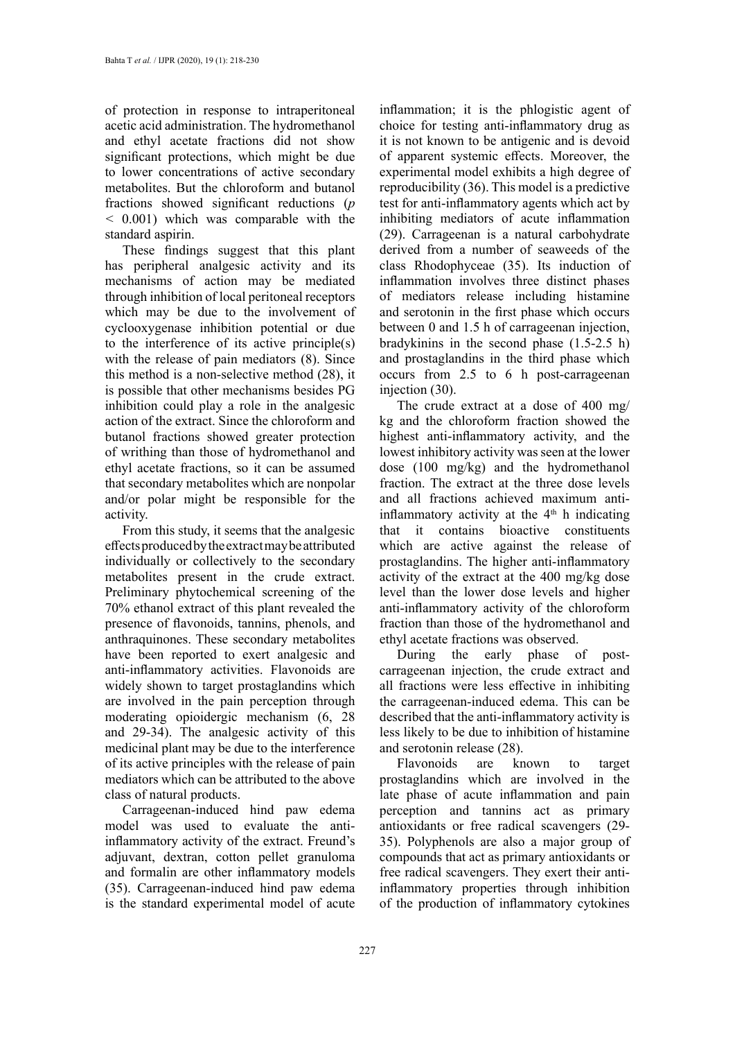of protection in response to intraperitoneal acetic acid administration. The hydromethanol and ethyl acetate fractions did not show significant protections, which might be due to lower concentrations of active secondary metabolites. But the chloroform and butanol fractions showed significant reductions ($p < 0.001$) which was comparable with the standard aspirin.

These findings suggest that this plant has peripheral analgesic activity and its mechanisms of action may be mediated through inhibition of local peritoneal receptors which may be due to the involvement of cyclooxygenase inhibition potential or due to the interference of its active principle(s) with the release of pain mediators (8). Since this method is a non-selective method (28), it is possible that other mechanisms besides PG inhibition could play a role in the analgesic action of the extract. Since the chloroform and butanol fractions showed greater protection of writhing than those of hydromethanol and ethyl acetate fractions, so it can be assumed that secondary metabolites which are nonpolar and/or polar might be responsible for the activity.

From this study, it seems that the analgesic effects produced by the extract may be attributed individually or collectively to the secondary metabolites present in the crude extract. Preliminary phytochemical screening of the 70% ethanol extract of this plant revealed the presence of flavonoids, tannins, phenols, and anthraquinones. These secondary metabolites have been reported to exert analgesic and anti-inflammatory activities. Flavonoids are widely shown to target prostaglandins which are involved in the pain perception through moderating opioidergic mechanism (6, 28 and 29-34). The analgesic activity of this medicinal plant may be due to the interference of its active principles with the release of pain mediators which can be attributed to the above class of natural products.

Carrageenan-induced hind paw edema model was used to evaluate the anti-inflammatory activity of the extract. Freund's adjuvant, dextran, cotton pellet granuloma and formalin are other inflammatory models (35). Carrageenan-induced hind paw edema is the standard experimental model of acute inflammation; it is the phlogistic agent of choice for testing anti-inflammatory drug as it is not known to be antigenic and is devoid of apparent systemic effects. Moreover, the experimental model exhibits a high degree of reproducibility (36). This model is a predictive test for anti-inflammatory agents which act by inhibiting mediators of acute inflammation (29). Carrageenan is a natural carbohydrate derived from a number of seaweeds of the class Rhodophyceae (35). Its induction of inflammation involves three distinct phases of mediators release including histamine and serotonin in the first phase which occurs between 0 and 1.5 h of carrageenan injection, bradykinins in the second phase (1.5-2.5 h) and prostaglandins in the third phase which occurs from 2.5 to 6 h post-carrageenan injection (30).

The crude extract at a dose of 400 mg/kg and the chloroform fraction showed the highest anti-inflammatory activity, and the lowest inhibitory activity was seen at the lower dose (100 mg/kg) and the hydromethanol fraction. The extract at the three dose levels and all fractions achieved maximum anti-inflammatory activity at the 4$^{th}$ h indicating that it contains bioactive constituents which are active against the release of prostaglandins. The higher anti-inflammatory activity of the extract at the 400 mg/kg dose level than the lower dose levels and higher anti-inflammatory activity of the chloroform fraction than those of the hydromethanol and ethyl acetate fractions was observed.

During the early phase of post-carrageenan injection, the crude extract and all fractions were less effective in inhibiting the carrageenan-induced edema. This can be described that the anti-inflammatory activity is less likely to be due to inhibition of histamine and serotonin release (28).

Flavonoids are known to target prostaglandins which are involved in the late phase of acute inflammation and pain perception and tannins act as primary antioxidants or free radical scavengers (29-35). Polyphenols are also a major group of compounds that act as primary antioxidants or free radical scavengers. They exert their anti-inflammatory properties through inhibition of the production of inflammatory cytokines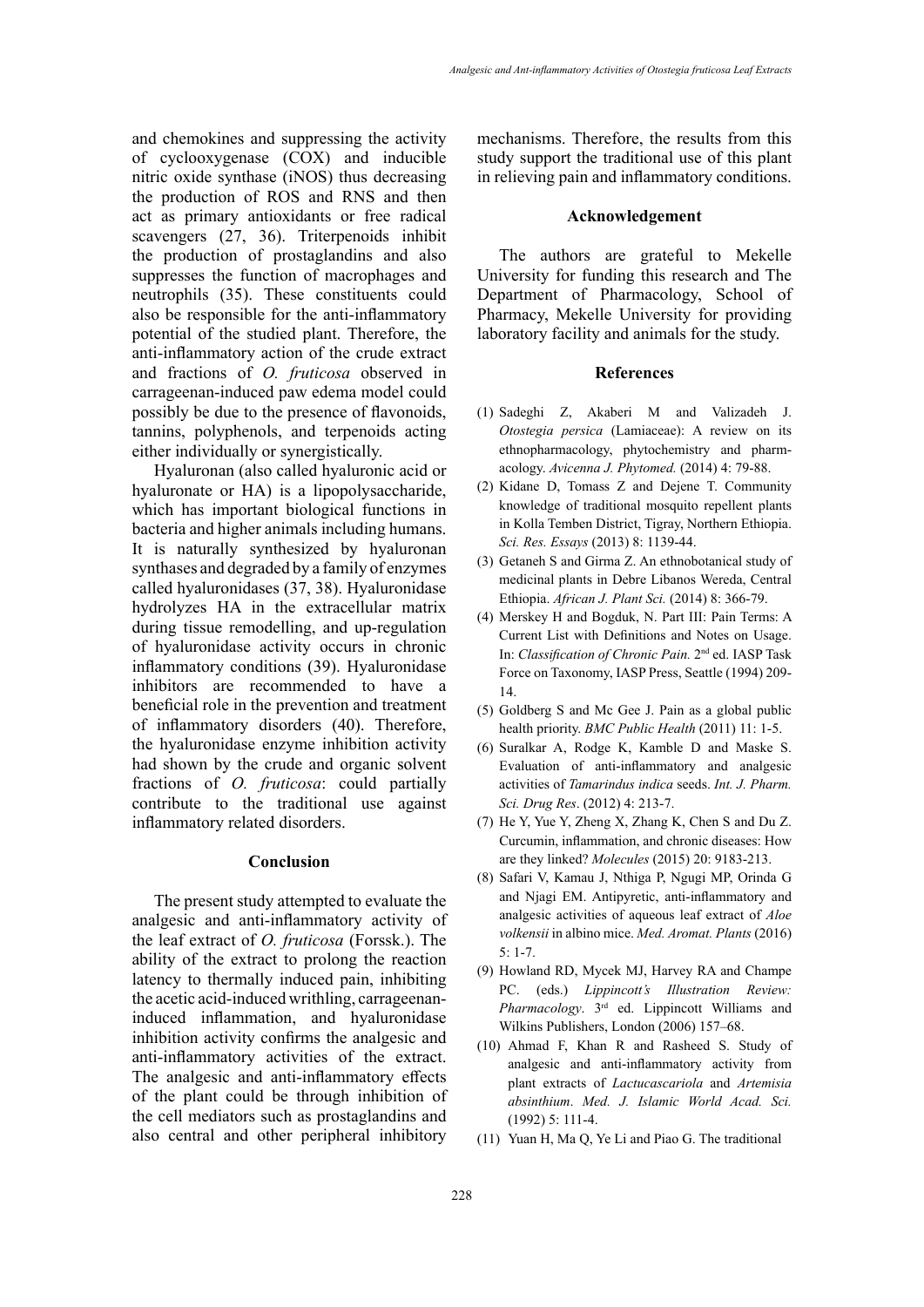and chemokines and suppressing the activity of cyclooxygenase (COX) and inducible nitric oxide synthase (iNOS) thus decreasing the production of ROS and RNS and then act as primary antioxidants or free radical scavengers (27, 36). Triterpenoids inhibit the production of prostaglandins and also suppresses the function of macrophages and neutrophils (35). These constituents could also be responsible for the anti-inflammatory potential of the studied plant. Therefore, the anti-inflammatory action of the crude extract and fractions of *O. fruticosa* observed in carrageenan-induced paw edema model could possibly be due to the presence of flavonoids, tannins, polyphenols, and terpenoids acting either individually or synergistically.

Hyaluronan (also called hyaluronic acid or hyaluronate or HA) is a lipopolysaccharide, which has important biological functions in bacteria and higher animals including humans. It is naturally synthesized by hyaluronan synthases and degraded by a family of enzymes called hyaluronidases (37, 38). Hyaluronidase hydrolyzes HA in the extracellular matrix during tissue remodelling, and up-regulation of hyaluronidase activity occurs in chronic inflammatory conditions (39). Hyaluronidase inhibitors are recommended to have a beneficial role in the prevention and treatment of inflammatory disorders (40). Therefore, the hyaluronidase enzyme inhibition activity had shown by the crude and organic solvent fractions of *O. fruticosa*: could partially contribute to the traditional use against inflammatory related disorders.

## Conclusion

The present study attempted to evaluate the analgesic and anti-inflammatory activity of the leaf extract of *O. fruticosa* (Forssk.). The ability of the extract to prolong the reaction latency to thermally induced pain, inhibiting the acetic acid-induced writhling, carrageenan-induced inflammation, and hyaluronidase inhibition activity confirms the analgesic and anti-inflammatory activities of the extract. The analgesic and anti-inflammatory effects of the plant could be through inhibition of the cell mediators such as prostaglandins and also central and other peripheral inhibitory mechanisms. Therefore, the results from this study support the traditional use of this plant in relieving pain and inflammatory conditions.

## Acknowledgement

The authors are grateful to Mekelle University for funding this research and The Department of Pharmacology, School of Pharmacy, Mekelle University for providing laboratory facility and animals for the study.

## References

(1) Sadeghi Z, Akaberi M and Valizadeh J. *Otostegia persica* (Lamiaceae): A review on its ethnopharmacology, phytochemistry and pharmacology. *Avicenna J. Phytomed.* (2014) 4: 79-88.

(2) Kidane D, Tomass Z and Dejene T. Community knowledge of traditional mosquito repellent plants in Kolla Temben District, Tigray, Northern Ethiopia. *Sci. Res. Essays* (2013) 8: 1139-44.

(3) Getaneh S and Girma Z. An ethnobotanical study of medicinal plants in Debre Libanos Wereda, Central Ethiopia. *African J. Plant Sci.* (2014) 8: 366-79.

(4) Merskey H and Bogduk, N. Part III: Pain Terms: A Current List with Definitions and Notes on Usage. In: *Classification of Chronic Pain.* 2nd ed. IASP Task Force on Taxonomy, IASP Press, Seattle (1994) 209-14.

(5) Goldberg S and Mc Gee J. Pain as a global public health priority. *BMC Public Health* (2011) 11: 1-5.

(6) Suralkar A, Rodge K, Kamble D and Maske S. Evaluation of anti-inflammatory and analgesic activities of *Tamarindus indica* seeds. *Int. J. Pharm. Sci. Drug Res*. (2012) 4: 213-7.

(7) He Y, Yue Y, Zheng X, Zhang K, Chen S and Du Z. Curcumin, inflammation, and chronic diseases: How are they linked? *Molecules* (2015) 20: 9183-213.

(8) Safari V, Kamau J, Nthiga P, Ngugi MP, Orinda G and Njagi EM. Antipyretic, anti-inflammatory and analgesic activities of aqueous leaf extract of *Aloe volkensii* in albino mice. *Med. Aromat. Plants* (2016) 5: 1-7.

(9) Howland RD, Mycek MJ, Harvey RA and Champe PC. (eds.) *Lippincott's Illustration Review: Pharmacology*. 3rd ed. Lippincott Williams and Wilkins Publishers, London (2006) 157–68.

(10) Ahmad F, Khan R and Rasheed S. Study of analgesic and anti-inflammatory activity from plant extracts of *Lactucascariola* and *Artemisia absinthium*. *Med. J. Islamic World Acad. Sci.* (1992) 5: 111-4.

(11) Yuan H, Ma Q, Ye Li and Piao G. The traditional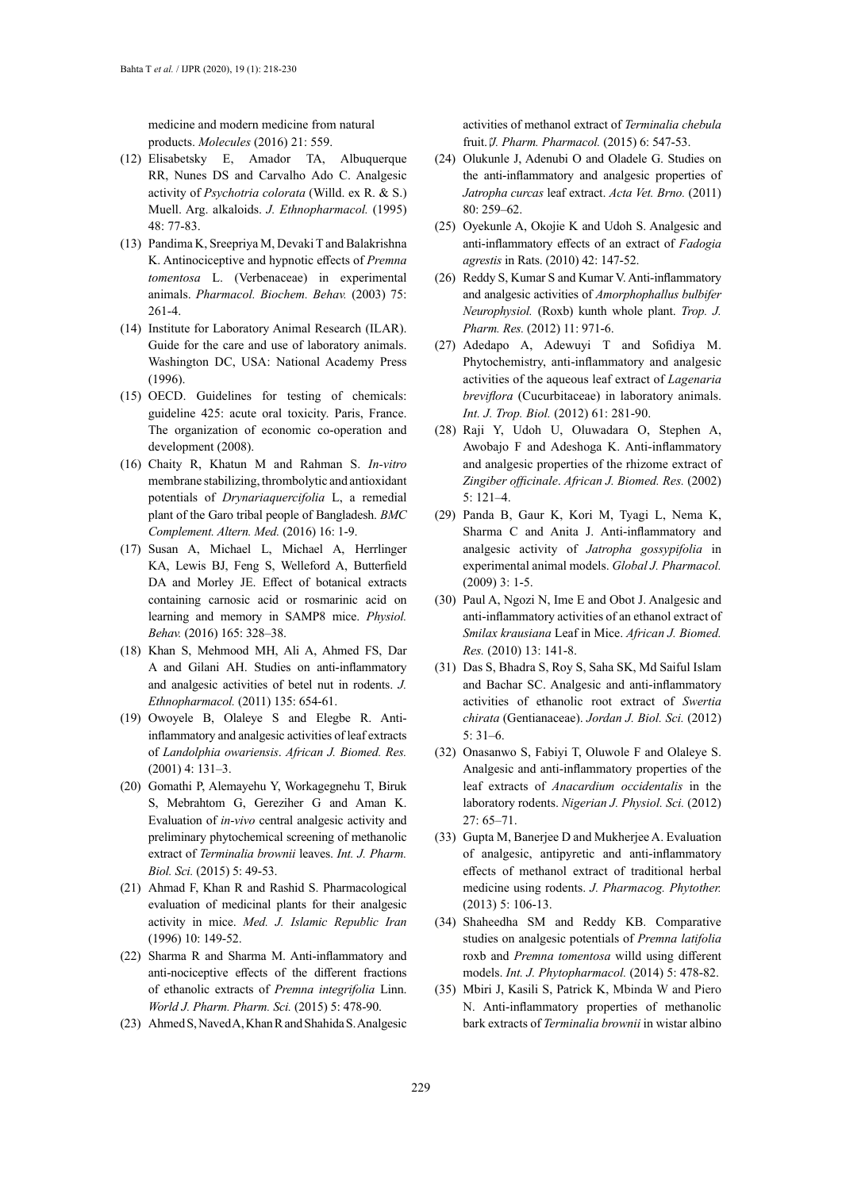medicine and modern medicine from natural products. *Molecules* (2016) 21: 559.

(12) Elisabetsky E, Amador TA, Albuquerque RR, Nunes DS and Carvalho Ado C. Analgesic activity of *Psychotria colorata* (Willd. ex R. & S.) Muell. Arg. alkaloids. *J. Ethnopharmacol.* (1995) 48: 77-83.

(13) Pandima K, Sreepriya M, Devaki T and Balakrishna K. Antinociceptive and hypnotic effects of *Premna tomentosa* L. (Verbenaceae) in experimental animals. *Pharmacol. Biochem. Behav.* (2003) 75: 261-4.

(14) Institute for Laboratory Animal Research (ILAR). Guide for the care and use of laboratory animals. Washington DC, USA: National Academy Press (1996).

(15) OECD. Guidelines for testing of chemicals: guideline 425: acute oral toxicity. Paris, France. The organization of economic co-operation and development (2008).

(16) Chaity R, Khatun M and Rahman S. *In-vitro* membrane stabilizing, thrombolytic and antioxidant potentials of *Drynariaquercifolia* L, a remedial plant of the Garo tribal people of Bangladesh. *BMC Complement. Altern. Med.* (2016) 16: 1-9.

(17) Susan A, Michael L, Michael A, Herrlinger KA, Lewis BJ, Feng S, Welleford A, Butterfield DA and Morley JE. Effect of botanical extracts containing carnosic acid or rosmarinic acid on learning and memory in SAMP8 mice. *Physiol. Behav.* (2016) 165: 328–38.

(18) Khan S, Mehmood MH, Ali A, Ahmed FS, Dar A and Gilani AH. Studies on anti-inflammatory and analgesic activities of betel nut in rodents. *J. Ethnopharmacol.* (2011) 135: 654-61.

(19) Owoyele B, Olaleye S and Elegbe R. Anti-inflammatory and analgesic activities of leaf extracts of *Landolphia owariensis*. *African J. Biomed. Res.* (2001) 4: 131–3.

(20) Gomathi P, Alemayehu Y, Workagegnehu T, Biruk S, Mebrahtom G, Gereziher G and Aman K. Evaluation of *in-vivo* central analgesic activity and preliminary phytochemical screening of methanolic extract of *Terminalia brownii* leaves. *Int. J. Pharm. Biol. Sci.* (2015) 5: 49-53.

(21) Ahmad F, Khan R and Rashid S. Pharmacological evaluation of medicinal plants for their analgesic activity in mice. *Med. J. Islamic Republic Iran* (1996) 10: 149-52.

(22) Sharma R and Sharma M. Anti-inflammatory and anti-nociceptive effects of the different fractions of ethanolic extracts of *Premna integrifolia* Linn. *World J. Pharm. Pharm. Sci.* (2015) 5: 478-90.

(23) Ahmed S, Naved A, Khan R and Shahida S. Analgesic activities of methanol extract of *Terminalia chebula* fruit.*'J. Pharm. Pharmacol.* (2015) 6: 547-53.

(24) Olukunle J, Adenubi O and Oladele G. Studies on the anti-inflammatory and analgesic properties of *Jatropha curcas* leaf extract. *Acta Vet. Brno.* (2011) 80: 259–62.

(25) Oyekunle A, Okojie K and Udoh S. Analgesic and anti-inflammatory effects of an extract of *Fadogia agrestis* in Rats. (2010) 42: 147-52.

(26) Reddy S, Kumar S and Kumar V. Anti-inflammatory and analgesic activities of *Amorphophallus bulbifer Neurophysiol.* (Roxb) kunth whole plant. *Trop. J. Pharm. Res.* (2012) 11: 971-6.

(27) Adedapo A, Adewuyi T and Sofidiya M. Phytochemistry, anti-inflammatory and analgesic activities of the aqueous leaf extract of *Lagenaria breviflora* (Cucurbitaceae) in laboratory animals. *Int. J. Trop. Biol.* (2012) 61: 281-90.

(28) Raji Y, Udoh U, Oluwadara O, Stephen A, Awobajo F and Adeshoga K. Anti-inflammatory and analgesic properties of the rhizome extract of *Zingiber officinale*. *African J. Biomed. Res.* (2002) 5: 121–4.

(29) Panda B, Gaur K, Kori M, Tyagi L, Nema K, Sharma C and Anita J. Anti-inflammatory and analgesic activity of *Jatropha gossypifolia* in experimental animal models. *Global J. Pharmacol.* (2009) 3: 1-5.

(30) Paul A, Ngozi N, Ime E and Obot J. Analgesic and anti-inflammatory activities of an ethanol extract of *Smilax krausiana* Leaf in Mice. *African J. Biomed. Res.* (2010) 13: 141-8.

(31) Das S, Bhadra S, Roy S, Saha SK, Md Saiful Islam and Bachar SC. Analgesic and anti-inflammatory activities of ethanolic root extract of *Swertia chirata* (Gentianaceae). *Jordan J. Biol. Sci.* (2012) 5: 31–6.

(32) Onasanwo S, Fabiyi T, Oluwole F and Olaleye S. Analgesic and anti-inflammatory properties of the leaf extracts of *Anacardium occidentalis* in the laboratory rodents. *Nigerian J. Physiol. Sci.* (2012) 27: 65–71.

(33) Gupta M, Banerjee D and Mukherjee A. Evaluation of analgesic, antipyretic and anti-inflammatory effects of methanol extract of traditional herbal medicine using rodents. *J. Pharmacog. Phytother.* (2013) 5: 106-13.

(34) Shaheedha SM and Reddy KB. Comparative studies on analgesic potentials of *Premna latifolia* roxb and *Premna tomentosa* willd using different models. *Int. J. Phytopharmacol.* (2014) 5: 478-82.

(35) Mbiri J, Kasili S, Patrick K, Mbinda W and Piero N. Anti-inflammatory properties of methanolic bark extracts of *Terminalia brownii* in wistar albino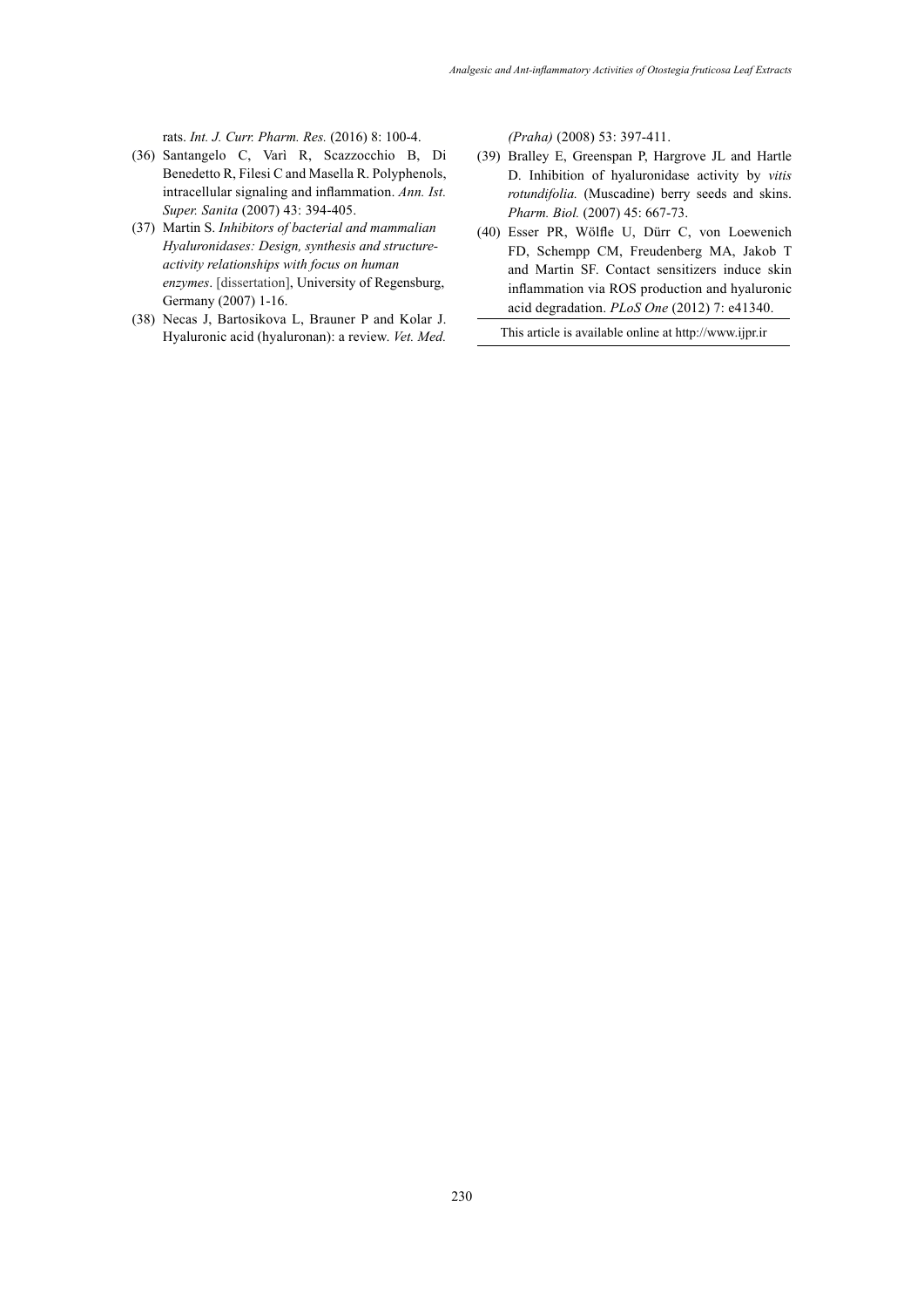rats. *Int. J. Curr. Pharm. Res.* (2016) 8: 100-4.

(36) Santangelo C, Varì R, Scazzocchio B, Di Benedetto R, Filesi C and Masella R. Polyphenols, intracellular signaling and inflammation. *Ann. Ist. Super. Sanita* (2007) 43: 394-405.

(37) Martin S. *Inhibitors of bacterial and mammalian Hyaluronidases: Design, synthesis and structure-activity relationships with focus on human enzymes*. [dissertation], University of Regensburg, Germany (2007) 1-16.

(38) Necas J, Bartosikova L, Brauner P and Kolar J. Hyaluronic acid (hyaluronan): a review. *Vet. Med. (Praha)* (2008) 53: 397-411.

(39) Bralley E, Greenspan P, Hargrove JL and Hartle D. Inhibition of hyaluronidase activity by *vitis rotundifolia.* (Muscadine) berry seeds and skins. *Pharm. Biol.* (2007) 45: 667-73.

(40) Esser PR, Wölfle U, Dürr C, von Loewenich FD, Schempp CM, Freudenberg MA, Jakob T and Martin SF. Contact sensitizers induce skin inflammation via ROS production and hyaluronic acid degradation. *PLoS One* (2012) 7: e41340.

This article is available online at http://www.ijpr.ir